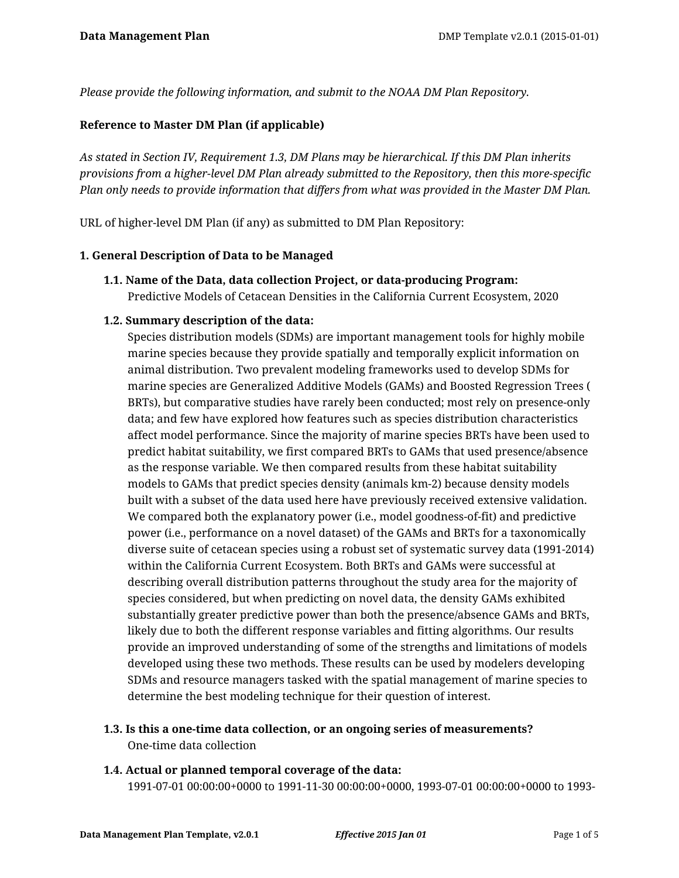*Please provide the following information, and submit to the NOAA DM Plan Repository.*

**Reference to Master DM Plan (if applicable)**

*As stated in Section IV, Requirement 1.3, DM Plans may be hierarchical. If this DM Plan inherits provisions from a higher-level DM Plan already submitted to the Repository, then this more-specific Plan only needs to provide information that differs from what was provided in the Master DM Plan.*

URL of higher-level DM Plan (if any) as submitted to DM Plan Repository:

## 1. General Description of Data to be Managed

### 1.1. Name of the Data, data collection Project, or data-producing Program:

Predictive Models of Cetacean Densities in the California Current Ecosystem, 2020

### 1.2. Summary description of the data:

Species distribution models (SDMs) are important management tools for highly mobile marine species because they provide spatially and temporally explicit information on animal distribution. Two prevalent modeling frameworks used to develop SDMs for marine species are Generalized Additive Models (GAMs) and Boosted Regression Trees ( BRTs), but comparative studies have rarely been conducted; most rely on presence-only data; and few have explored how features such as species distribution characteristics affect model performance. Since the majority of marine species BRTs have been used to predict habitat suitability, we first compared BRTs to GAMs that used presence/absence as the response variable. We then compared results from these habitat suitability models to GAMs that predict species density (animals km-2) because density models built with a subset of the data used here have previously received extensive validation. We compared both the explanatory power (i.e., model goodness-of-fit) and predictive power (i.e., performance on a novel dataset) of the GAMs and BRTs for a taxonomically diverse suite of cetacean species using a robust set of systematic survey data (1991-2014) within the California Current Ecosystem. Both BRTs and GAMs were successful at describing overall distribution patterns throughout the study area for the majority of species considered, but when predicting on novel data, the density GAMs exhibited substantially greater predictive power than both the presence/absence GAMs and BRTs, likely due to both the different response variables and fitting algorithms. Our results provide an improved understanding of some of the strengths and limitations of models developed using these two methods. These results can be used by modelers developing SDMs and resource managers tasked with the spatial management of marine species to determine the best modeling technique for their question of interest.

### 1.3. Is this a one-time data collection, or an ongoing series of measurements?

One-time data collection

### 1.4. Actual or planned temporal coverage of the data:

1991-07-01 00:00:00+0000 to 1991-11-30 00:00:00+0000, 1993-07-01 00:00:00+0000 to 1993-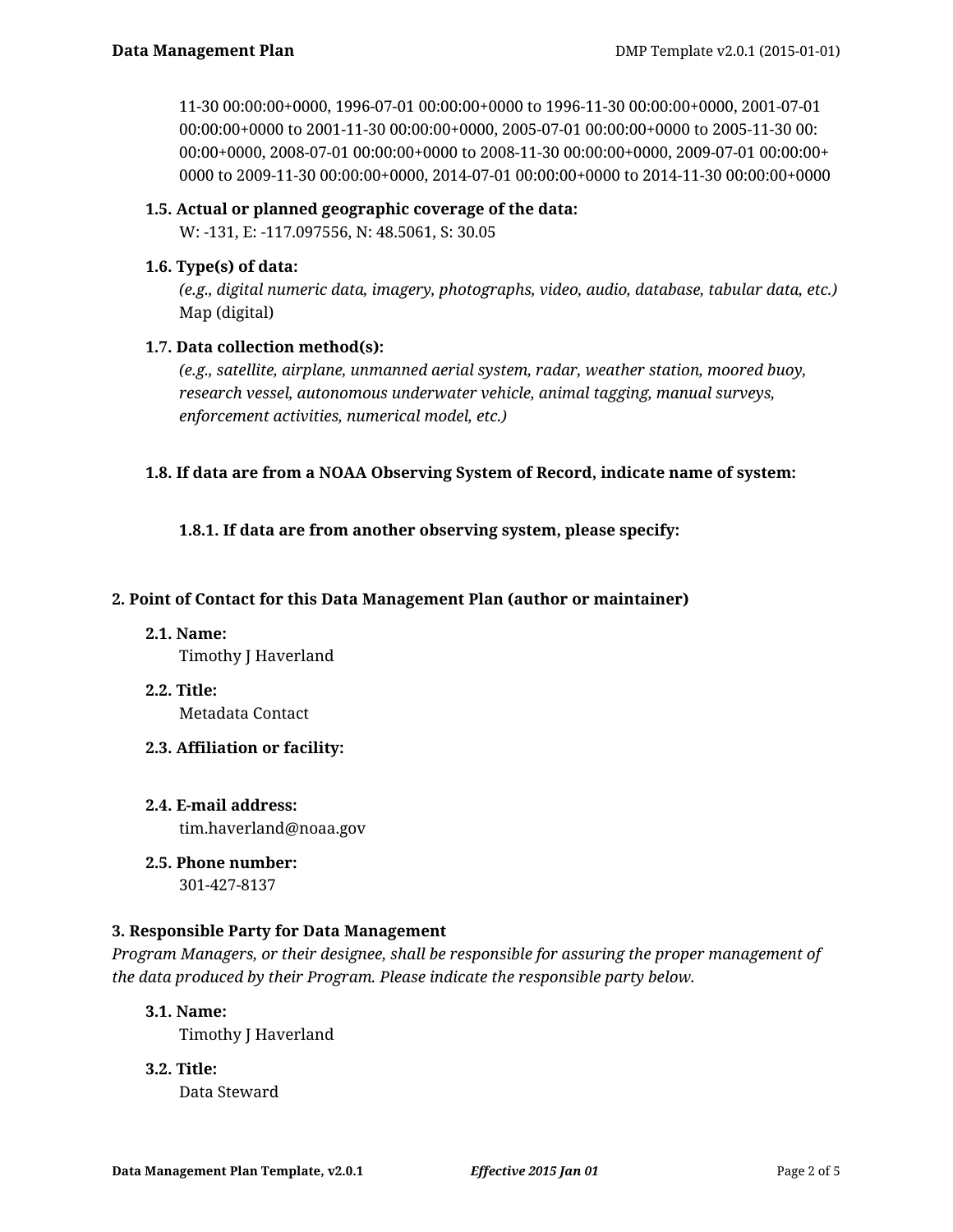11-30 00:00:00+0000, 1996-07-01 00:00:00+0000 to 1996-11-30 00:00:00+0000, 2001-07-01 00:00:00+0000 to 2001-11-30 00:00:00+0000, 2005-07-01 00:00:00+0000 to 2005-11-30 00:00:00+0000, 2008-07-01 00:00:00+0000 to 2008-11-30 00:00:00+0000, 2009-07-01 00:00:00+0000 to 2009-11-30 00:00:00+0000, 2014-07-01 00:00:00+0000 to 2014-11-30 00:00:00+0000

**1.5. Actual or planned geographic coverage of the data:**
W: -131, E: -117.097556, N: 48.5061, S: 30.05

**1.6. Type(s) of data:**
*(e.g., digital numeric data, imagery, photographs, video, audio, database, tabular data, etc.)*
Map (digital)

**1.7. Data collection method(s):**
*(e.g., satellite, airplane, unmanned aerial system, radar, weather station, moored buoy, research vessel, autonomous underwater vehicle, animal tagging, manual surveys, enforcement activities, numerical model, etc.)*

**1.8. If data are from a NOAA Observing System of Record, indicate name of system:**

**1.8.1. If data are from another observing system, please specify:**

## 2. Point of Contact for this Data Management Plan (author or maintainer)

**2.1. Name:**
Timothy J Haverland

**2.2. Title:**
Metadata Contact

**2.3. Affiliation or facility:**

**2.4. E-mail address:**
tim.haverland@noaa.gov

**2.5. Phone number:**
301-427-8137

## 3. Responsible Party for Data Management

*Program Managers, or their designee, shall be responsible for assuring the proper management of the data produced by their Program. Please indicate the responsible party below.*

**3.1. Name:**
Timothy J Haverland

**3.2. Title:**
Data Steward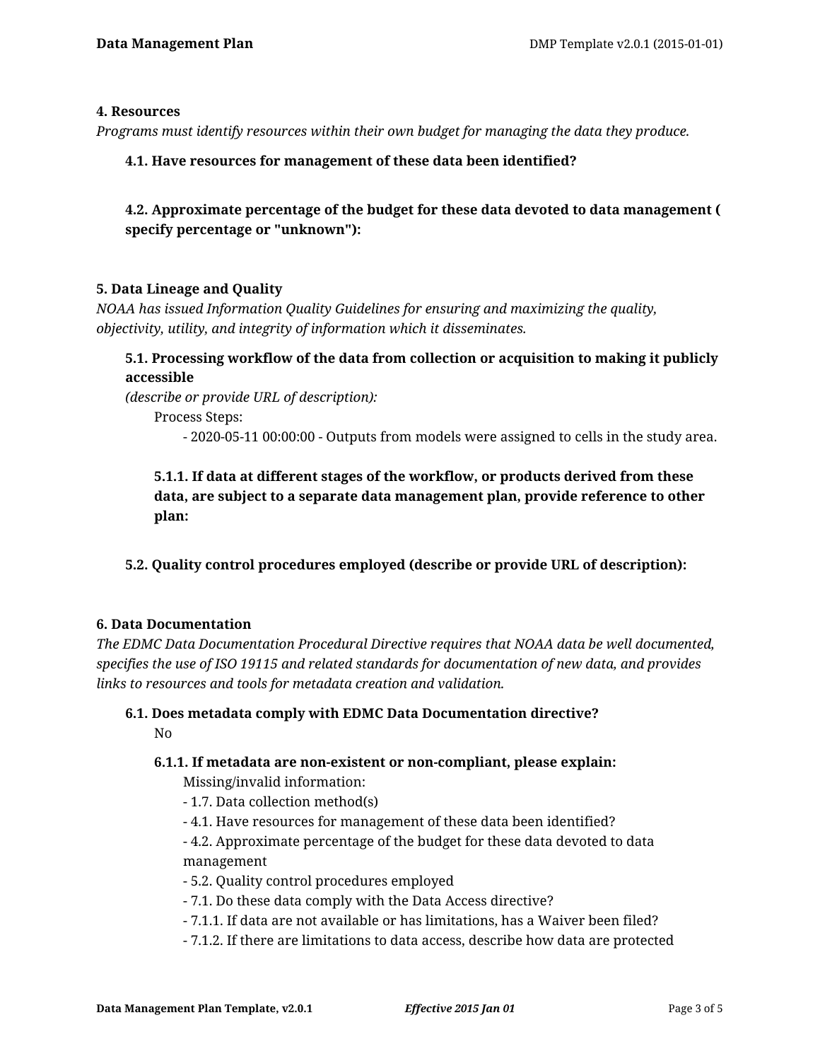**4. Resources**

*Programs must identify resources within their own budget for managing the data they produce.*

**4.1. Have resources for management of these data been identified?**

**4.2. Approximate percentage of the budget for these data devoted to data management ( specify percentage or "unknown"):**

**5. Data Lineage and Quality**

*NOAA has issued Information Quality Guidelines for ensuring and maximizing the quality, objectivity, utility, and integrity of information which it disseminates.*

**5.1. Processing workflow of the data from collection or acquisition to making it publicly accessible**
*(describe or provide URL of description):*

Process Steps:

- 2020-05-11 00:00:00 - Outputs from models were assigned to cells in the study area.

**5.1.1. If data at different stages of the workflow, or products derived from these data, are subject to a separate data management plan, provide reference to other plan:**

**5.2. Quality control procedures employed (describe or provide URL of description):**

**6. Data Documentation**

*The EDMC Data Documentation Procedural Directive requires that NOAA data be well documented, specifies the use of ISO 19115 and related standards for documentation of new data, and provides links to resources and tools for metadata creation and validation.*

**6.1. Does metadata comply with EDMC Data Documentation directive?**

No

**6.1.1. If metadata are non-existent or non-compliant, please explain:**

Missing/invalid information:

- 1.7. Data collection method(s)
- 4.1. Have resources for management of these data been identified?
- 4.2. Approximate percentage of the budget for these data devoted to data management
- 5.2. Quality control procedures employed
- 7.1. Do these data comply with the Data Access directive?
- 7.1.1. If data are not available or has limitations, has a Waiver been filed?
- 7.1.2. If there are limitations to data access, describe how data are protected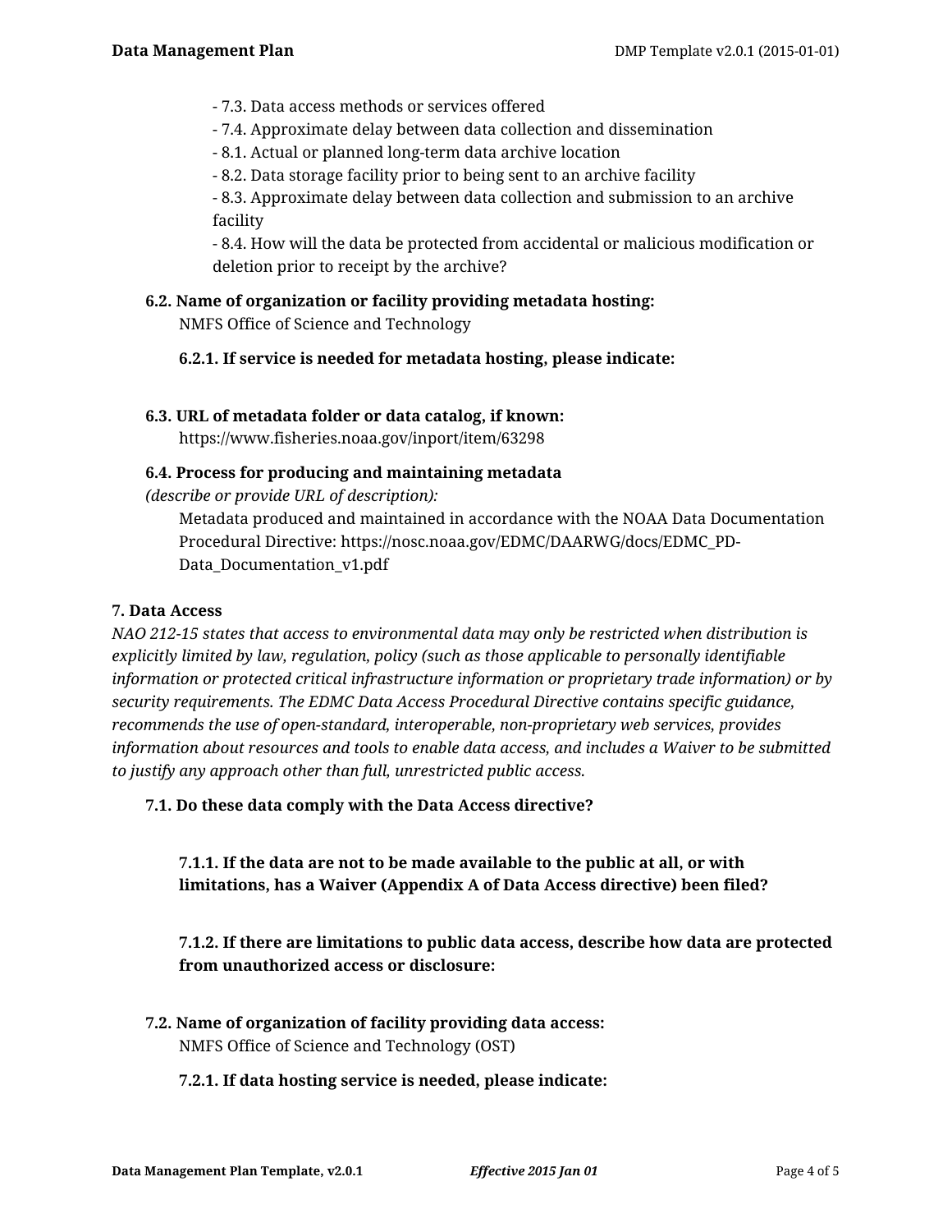- 7.3. Data access methods or services offered
- 7.4. Approximate delay between data collection and dissemination
- 8.1. Actual or planned long-term data archive location
- 8.2. Data storage facility prior to being sent to an archive facility
- 8.3. Approximate delay between data collection and submission to an archive facility
- 8.4. How will the data be protected from accidental or malicious modification or deletion prior to receipt by the archive?

**6.2. Name of organization or facility providing metadata hosting:**

NMFS Office of Science and Technology

**6.2.1. If service is needed for metadata hosting, please indicate:**

**6.3. URL of metadata folder or data catalog, if known:**

https://www.fisheries.noaa.gov/inport/item/63298

**6.4. Process for producing and maintaining metadata**

*(describe or provide URL of description):*

Metadata produced and maintained in accordance with the NOAA Data Documentation Procedural Directive: https://nosc.noaa.gov/EDMC/DAARWG/docs/EDMC_PD-Data_Documentation_v1.pdf

**7. Data Access**

*NAO 212-15 states that access to environmental data may only be restricted when distribution is explicitly limited by law, regulation, policy (such as those applicable to personally identifiable information or protected critical infrastructure information or proprietary trade information) or by security requirements. The EDMC Data Access Procedural Directive contains specific guidance, recommends the use of open-standard, interoperable, non-proprietary web services, provides information about resources and tools to enable data access, and includes a Waiver to be submitted to justify any approach other than full, unrestricted public access.*

**7.1. Do these data comply with the Data Access directive?**

**7.1.1. If the data are not to be made available to the public at all, or with limitations, has a Waiver (Appendix A of Data Access directive) been filed?**

**7.1.2. If there are limitations to public data access, describe how data are protected from unauthorized access or disclosure:**

**7.2. Name of organization of facility providing data access:**

NMFS Office of Science and Technology (OST)

**7.2.1. If data hosting service is needed, please indicate:**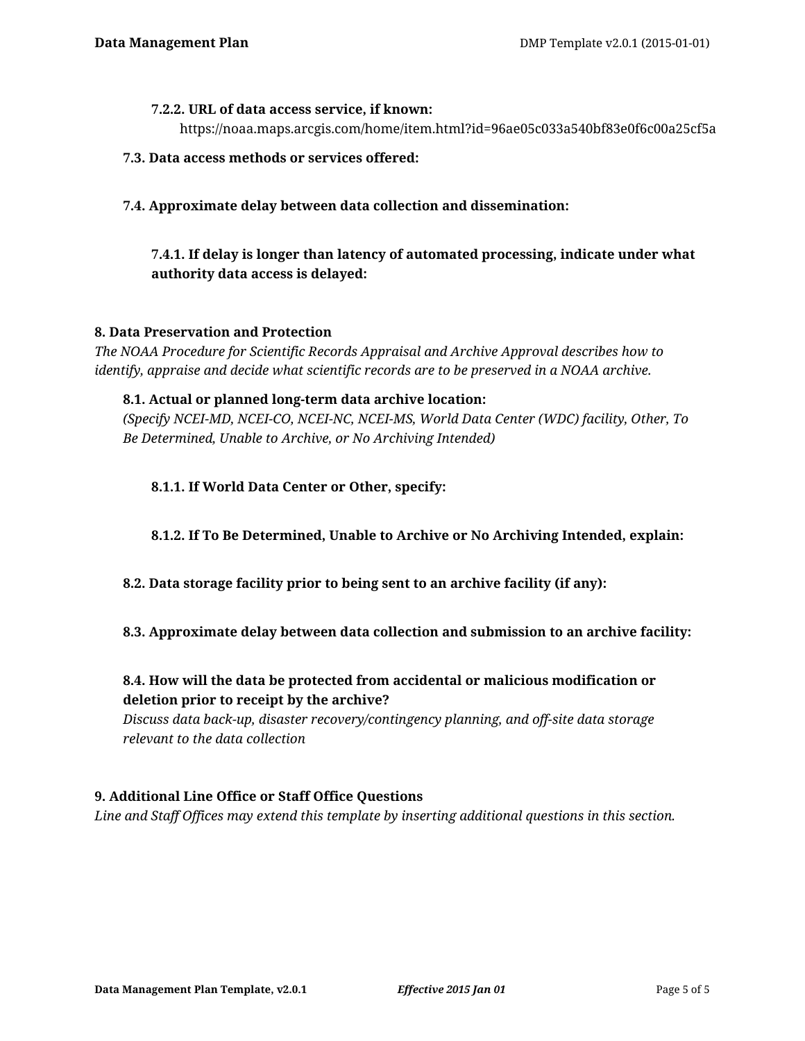**7.2.2. URL of data access service, if known:**

https://noaa.maps.arcgis.com/home/item.html?id=96ae05c033a540bf83e0f6c00a25cf5a

**7.3. Data access methods or services offered:**

**7.4. Approximate delay between data collection and dissemination:**

**7.4.1. If delay is longer than latency of automated processing, indicate under what authority data access is delayed:**

## 8. Data Preservation and Protection

*The NOAA Procedure for Scientific Records Appraisal and Archive Approval describes how to identify, appraise and decide what scientific records are to be preserved in a NOAA archive.*

**8.1. Actual or planned long-term data archive location:**
*(Specify NCEI-MD, NCEI-CO, NCEI-NC, NCEI-MS, World Data Center (WDC) facility, Other, To Be Determined, Unable to Archive, or No Archiving Intended)*

**8.1.1. If World Data Center or Other, specify:**

**8.1.2. If To Be Determined, Unable to Archive or No Archiving Intended, explain:**

**8.2. Data storage facility prior to being sent to an archive facility (if any):**

**8.3. Approximate delay between data collection and submission to an archive facility:**

**8.4. How will the data be protected from accidental or malicious modification or deletion prior to receipt by the archive?**
*Discuss data back-up, disaster recovery/contingency planning, and off-site data storage relevant to the data collection*

## 9. Additional Line Office or Staff Office Questions

*Line and Staff Offices may extend this template by inserting additional questions in this section.*